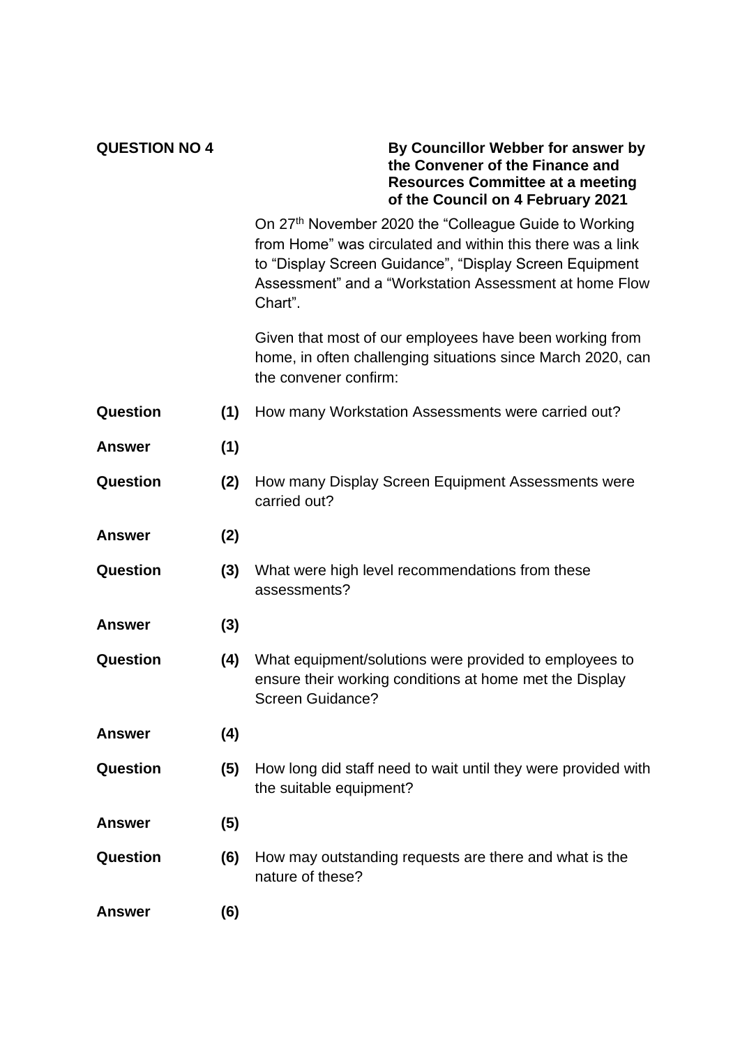**QUESTION NO 4**

**By Councillor Webber for answer by the Convener of the Finance and Resources Committee at a meeting of the Council on 4 February 2021**

On 27th November 2020 the "Colleague Guide to Working from Home" was circulated and within this there was a link to "Display Screen Guidance", "Display Screen Equipment Assessment" and a "Workstation Assessment at home Flow Chart".

Given that most of our employees have been working from home, in often challenging situations since March 2020, can the convener confirm:

**Question (1)** How many Workstation Assessments were carried out?

**Answer (1)**

**Question (2)** How many Display Screen Equipment Assessments were carried out?

**Answer (2)**

**Question (3)** What were high level recommendations from these assessments?

**Answer (3)**

**Question (4)** What equipment/solutions were provided to employees to ensure their working conditions at home met the Display Screen Guidance?

**Answer (4)**

**Question (5)** How long did staff need to wait until they were provided with the suitable equipment?

**Answer (5)**

**Question (6)** How may outstanding requests are there and what is the nature of these?

**Answer (6)**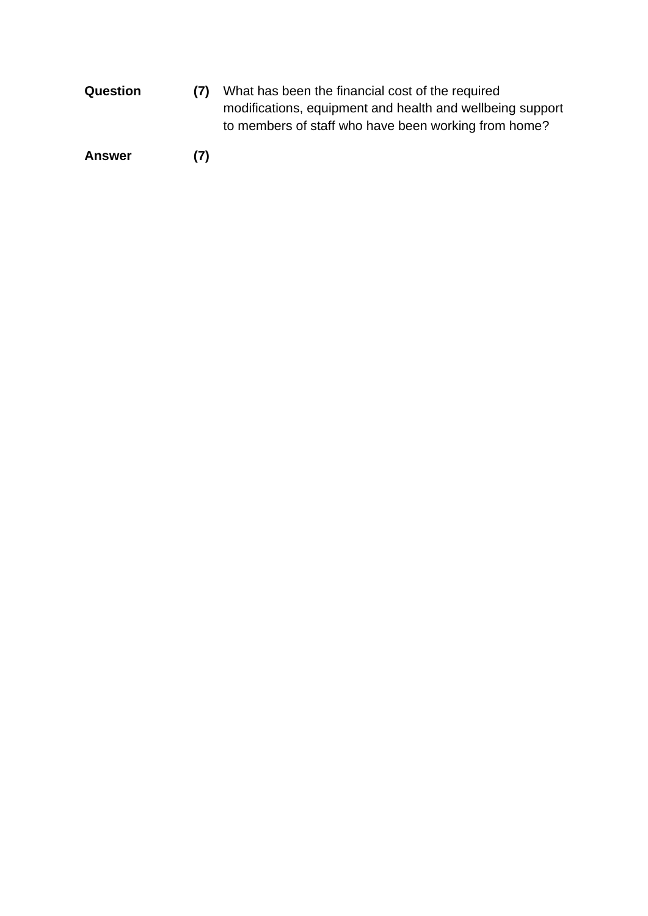**Question** **(7)** What has been the financial cost of the required modifications, equipment and health and wellbeing support to members of staff who have been working from home?

**Answer** **(7)**